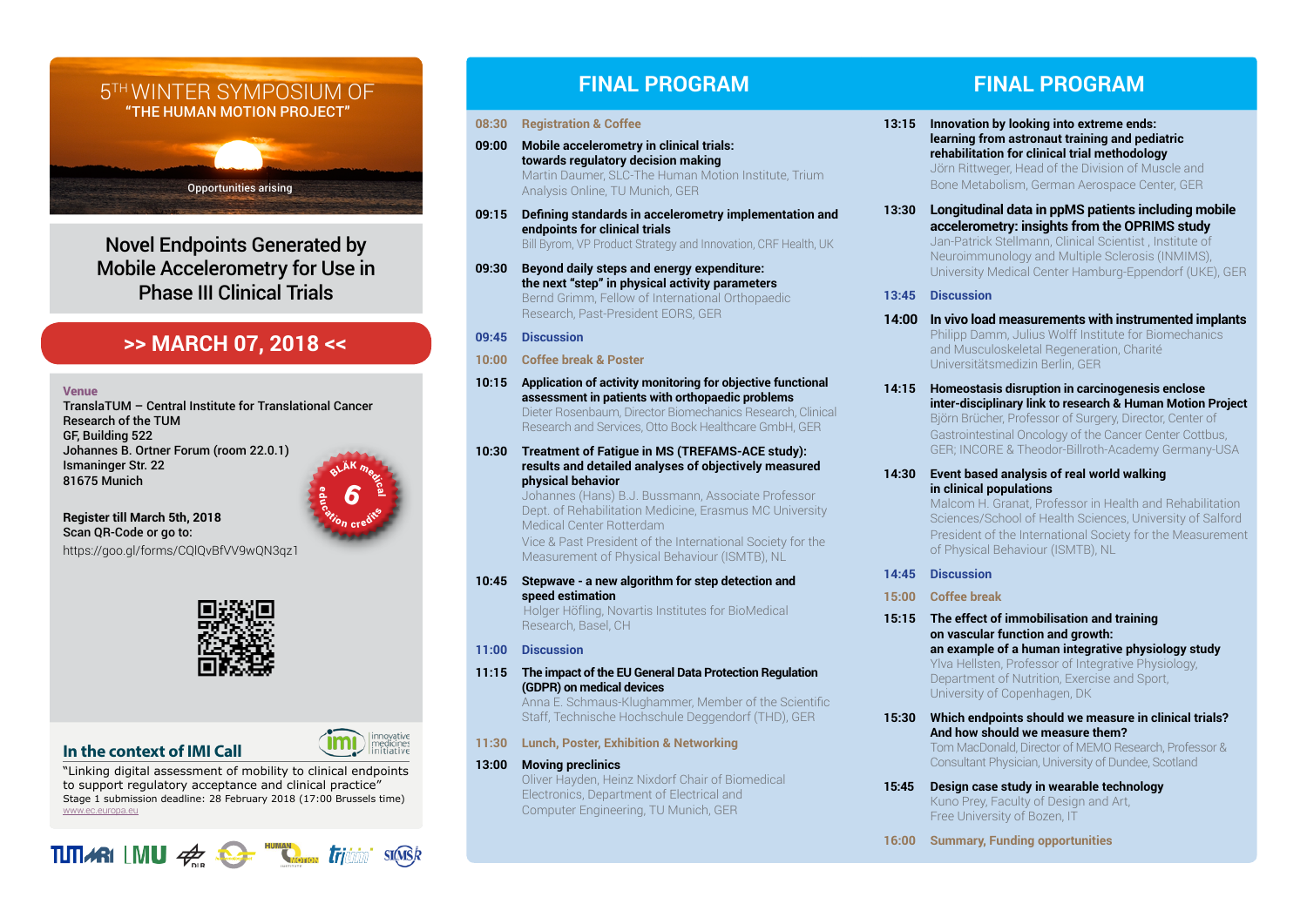# 5TH WINTER SYMPOSIUM OF "THE HUMAN MOTION PROJECT"

Opportunities arising

## Novel Endpoints Generated by Mobile Accelerometry for Use in Phase III Clinical Trials

## >> MARCH 07, 2018 <<

**Venue**
**TranslaTUM – Central Institute for Translational Cancer Research of the TUM**
**GF, Building 522**
**Johannes B. Ortner Forum (room 22.0.1)**
**Ismaninger Str. 22**
**81675 Munich**

BLÄK medical education credits 6

**Register till March 5th, 2018**
**Scan QR-Code or go to:**
https://goo.gl/forms/CQlQvBfVV9wQN3qz1

### In the context of IMI Call

innovative medicines initiative

"Linking digital assessment of mobility to clinical endpoints to support regulatory acceptance and clinical practice"
Stage 1 submission deadline: 28 February 2018 (17:00 Brussels time)
www.ec.europa.eu

## FINAL PROGRAM

**08:30** Registration & Coffee

**09:00** **Mobile accelerometry in clinical trials: towards regulatory decision making**
Martin Daumer, SLC-The Human Motion Institute, Trium Analysis Online, TU Munich, GER

**09:15** **Defining standards in accelerometry implementation and endpoints for clinical trials**
Bill Byrom, VP Product Strategy and Innovation, CRF Health, UK

**09:30** **Beyond daily steps and energy expenditure: the next "step" in physical activity parameters**
Bernd Grimm, Fellow of International Orthopaedic Research, Past-President EORS, GER

**09:45** Discussion

**10:00** Coffee break & Poster

**10:15** **Application of activity monitoring for objective functional assessment in patients with orthopaedic problems**
Dieter Rosenbaum, Director Biomechanics Research, Clinical Research and Services, Otto Bock Healthcare GmbH, GER

**10:30** **Treatment of Fatigue in MS (TREFAMS-ACE study): results and detailed analyses of objectively measured physical behavior**
Johannes (Hans) B.J. Bussmann, Associate Professor Dept. of Rehabilitation Medicine, Erasmus MC University Medical Center Rotterdam
Vice & Past President of the International Society for the Measurement of Physical Behaviour (ISMTB), NL

**10:45** **Stepwave - a new algorithm for step detection and speed estimation**
Holger Höfling, Novartis Institutes for BioMedical Research, Basel, CH

**11:00** Discussion

**11:15** **The impact of the EU General Data Protection Regulation (GDPR) on medical devices**
Anna E. Schmaus-Klughammer, Member of the Scientific Staff, Technische Hochschule Deggendorf (THD), GER

**11:30** Lunch, Poster, Exhibition & Networking

**13:00** **Moving preclinics**
Oliver Hayden, Heinz Nixdorf Chair of Biomedical Electronics, Department of Electrical and Computer Engineering, TU Munich, GER

## FINAL PROGRAM

**13:15** **Innovation by looking into extreme ends: learning from astronaut training and pediatric rehabilitation for clinical trial methodology**
Jörn Rittweger, Head of the Division of Muscle and Bone Metabolism, German Aerospace Center, GER

**13:30** **Longitudinal data in ppMS patients including mobile accelerometry: insights from the OPRIMS study**
Jan-Patrick Stellmann, Clinical Scientist , Institute of Neuroimmunology and Multiple Sclerosis (INMIMS), University Medical Center Hamburg-Eppendorf (UKE), GER

**13:45** Discussion

**14:00** **In vivo load measurements with instrumented implants**
Philipp Damm, Julius Wolff Institute for Biomechanics and Musculoskeletal Regeneration, Charité Universitätsmedizin Berlin, GER

**14:15** **Homeostasis disruption in carcinogenesis enclose inter-disciplinary link to research & Human Motion Project**
Björn Brücher, Professor of Surgery, Director, Center of Gastrointestinal Oncology of the Cancer Center Cottbus, GER; INCORE & Theodor-Billroth-Academy Germany-USA

**14:30** **Event based analysis of real world walking in clinical populations**
Malcom H. Granat, Professor in Health and Rehabilitation Sciences/School of Health Sciences, University of Salford
President of the International Society for the Measurement of Physical Behaviour (ISMTB), NL

**14:45** Discussion

**15:00** Coffee break

**15:15** **The effect of immobilisation and training on vascular function and growth: an example of a human integrative physiology study**
Ylva Hellsten, Professor of Integrative Physiology, Department of Nutrition, Exercise and Sport, University of Copenhagen, DK

**15:30** **Which endpoints should we measure in clinical trials? And how should we measure them?**
Tom MacDonald, Director of MEMO Research, Professor & Consultant Physician, University of Dundee, Scotland

**15:45** **Design case study in wearable technology**
Kuno Prey, Faculty of Design and Art, Free University of Bozen, IT

**16:00** Summary, Funding opportunities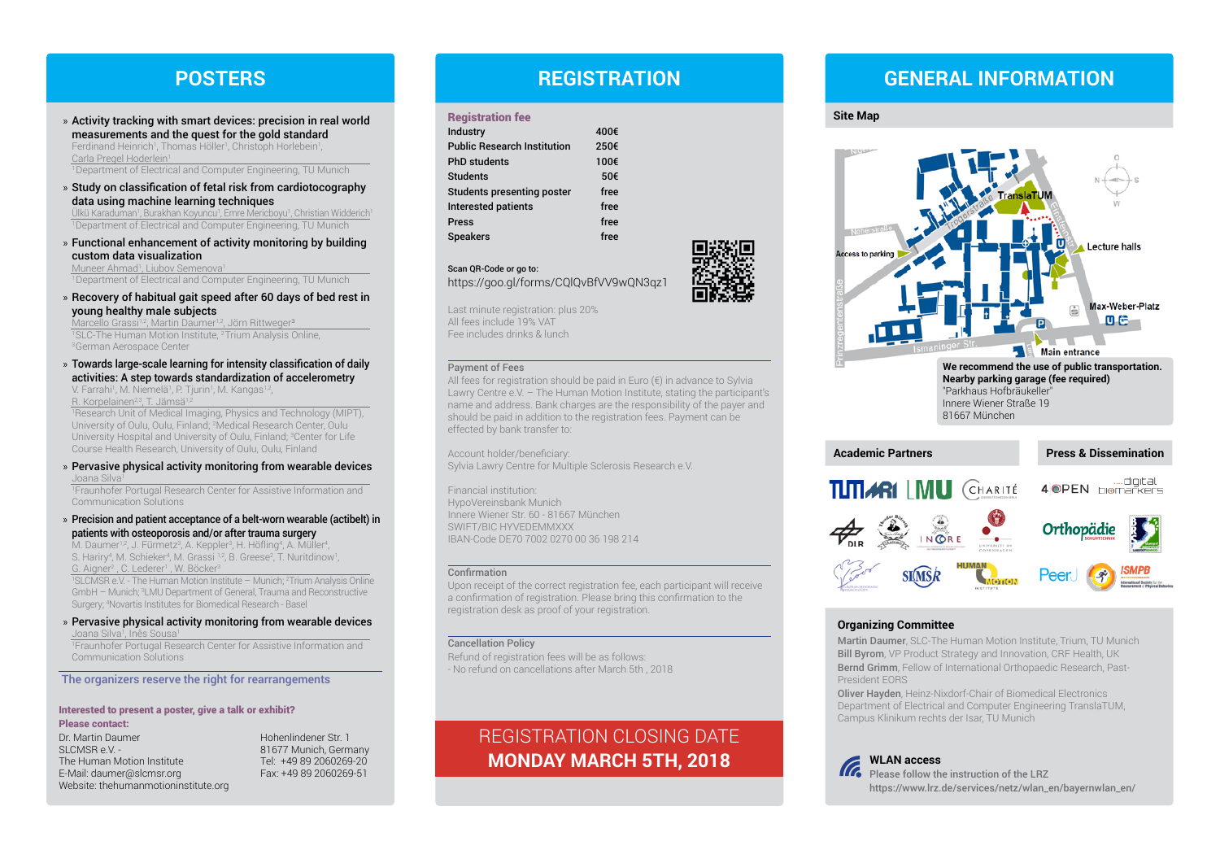# POSTERS

» **Activity tracking with smart devices: precision in real world measurements and the quest for the gold standard**
Ferdinand Heinrich[1], Thomas Höller[1], Christoph Horlebein[1], Carla Pregel Hoderlein[1]
[1]Department of Electrical and Computer Engineering, TU Munich

» **Study on classification of fetal risk from cardiotocography data using machine learning techniques**
Ülkü Karaduman[1], Burakhan Koyuncu[1], Emre Mericboyu[1], Christian Widderich[1]
[1]Department of Electrical and Computer Engineering, TU Munich

» **Functional enhancement of activity monitoring by building custom data visualization**
Muneer Ahmad[1], Liubov Semenova[1]
[1]Department of Electrical and Computer Engineering, TU Munich

» **Recovery of habitual gait speed after 60 days of bed rest in young healthy male subjects**
Marcello Grassi[1,2], Martin Daumer[1,2], Jörn Rittweger[3]
[1]SLC-The Human Motion Institute, [2]Trium Analysis Online, [3]German Aerospace Center

» **Towards large-scale learning for intensity classification of daily activities: A step towards standardization of accelerometry**
V. Farrahi[1], M. Niemelä[1], P. Tjurin[1], M. Kangas[1,2], R. Korpelainen[2,3], T. Jämsä[1,2]
[1]Research Unit of Medical Imaging, Physics and Technology (MIPT), University of Oulu, Oulu, Finland; [2]Medical Research Center, Oulu University Hospital and University of Oulu, Finland; [3]Center for Life Course Health Research, University of Oulu, Oulu, Finland

» **Pervasive physical activity monitoring from wearable devices**
Joana Silva[1]
[1]Fraunhofer Portugal Research Center for Assistive Information and Communication Solutions

» **Precision and patient acceptance of a belt-worn wearable (actibelt) in patients with osteoporosis and/or after trauma surgery**
M. Daumer[1,2], J. Fürmetz[3], A. Keppler[3], H. Höfling[4], A. Müller[4], S. Hariry[4], M. Schieker[4], M. Grassi [1,2], B. Greese[2], T. Nuritdinow[1], G. Aigner[2], C. Lederer[1], W. Böcker[3]
[1]SLCMSR e.V. - The Human Motion Institute – Munich; [2]Trium Analysis Online GmbH – Munich; [3]LMU Department of General, Trauma and Reconstructive Surgery; [4]Novartis Institutes for Biomedical Research - Basel

» **Pervasive physical activity monitoring from wearable devices**
Joana Silva[1], Inês Sousa[1]
[1]Fraunhofer Portugal Research Center for Assistive Information and Communication Solutions

The organizers reserve the right for rearrangements

**Interested to present a poster, give a talk or exhibit?**
**Please contact:**

Dr. Martin Daumer
SLCMSR e.V. -
The Human Motion Institute
E-Mail: daumer@slcmsr.org
Website: thehumanmotioninstitute.org

Hohenlindener Str. 1
81677 Munich, Germany
Tel: +49 89 2060269-20
Fax: +49 89 2060269-51

# REGISTRATION

**Registration fee**

| | |
|---|---|
| Industry | 400€ |
| Public Research Institution | 250€ |
| PhD students | 100€ |
| Students | 50€ |
| Students presenting poster | free |
| Interested patients | free |
| Press | free |
| Speakers | free |

Scan QR-Code or go to:
https://goo.gl/forms/CQlQvBfVV9wQN3qz1

Last minute registration: plus 20%
All fees include 19% VAT
Fee includes drinks & lunch

**Payment of Fees**
All fees for registration should be paid in Euro (€) in advance to Sylvia Lawry Centre e.V. – The Human Motion Institute, stating the participant's name and address. Bank charges are the responsibility of the payer and should be paid in addition to the registration fees. Payment can be effected by bank transfer to:

Account holder/beneficiary:
Sylvia Lawry Centre for Multiple Sclerosis Research e.V.

Financial institution:
HypoVereinsbank Munich
Innere Wiener Str. 60 - 81667 München
SWIFT/BIC HYVEDEMMXXX
IBAN-Code DE70 7002 0270 00 36 198 214

**Confirmation**
Upon receipt of the correct registration fee, each participant will receive a confirmation of registration. Please bring this confirmation to the registration desk as proof of your registration.

**Cancellation Policy**
Refund of registration fees will be as follows:
- No refund on cancellations after March 5th , 2018

REGISTRATION CLOSING DATE
**MONDAY MARCH 5TH, 2018**

# GENERAL INFORMATION

**Site Map**

TranslaTUM
Access to parking
Lecture halls
Max-Weber-Platz
Main entrance
Ismaninger Str.
Prinzregentenstraße

**We recommend the use of public transportation.**
**Nearby parking garage (fee required)**
"Parkhaus Hofbräukeller"
Innere Wiener Straße 19
81667 München

**Academic Partners**

**Press & Dissemination**

**Organizing Committee**
**Martin Daumer**, SLC-The Human Motion Institute, Trium, TU Munich
**Bill Byrom**, VP Product Strategy and Innovation, CRF Health, UK
**Bernd Grimm**, Fellow of International Orthopaedic Research, Past-President EORS
**Oliver Hayden**, Heinz-Nixdorf-Chair of Biomedical Electronics Department of Electrical and Computer Engineering TranslaTUM, Campus Klinikum rechts der Isar, TU Munich

**WLAN access**
Please follow the instruction of the LRZ
https://www.lrz.de/services/netz/wlan_en/bayernwlan_en/